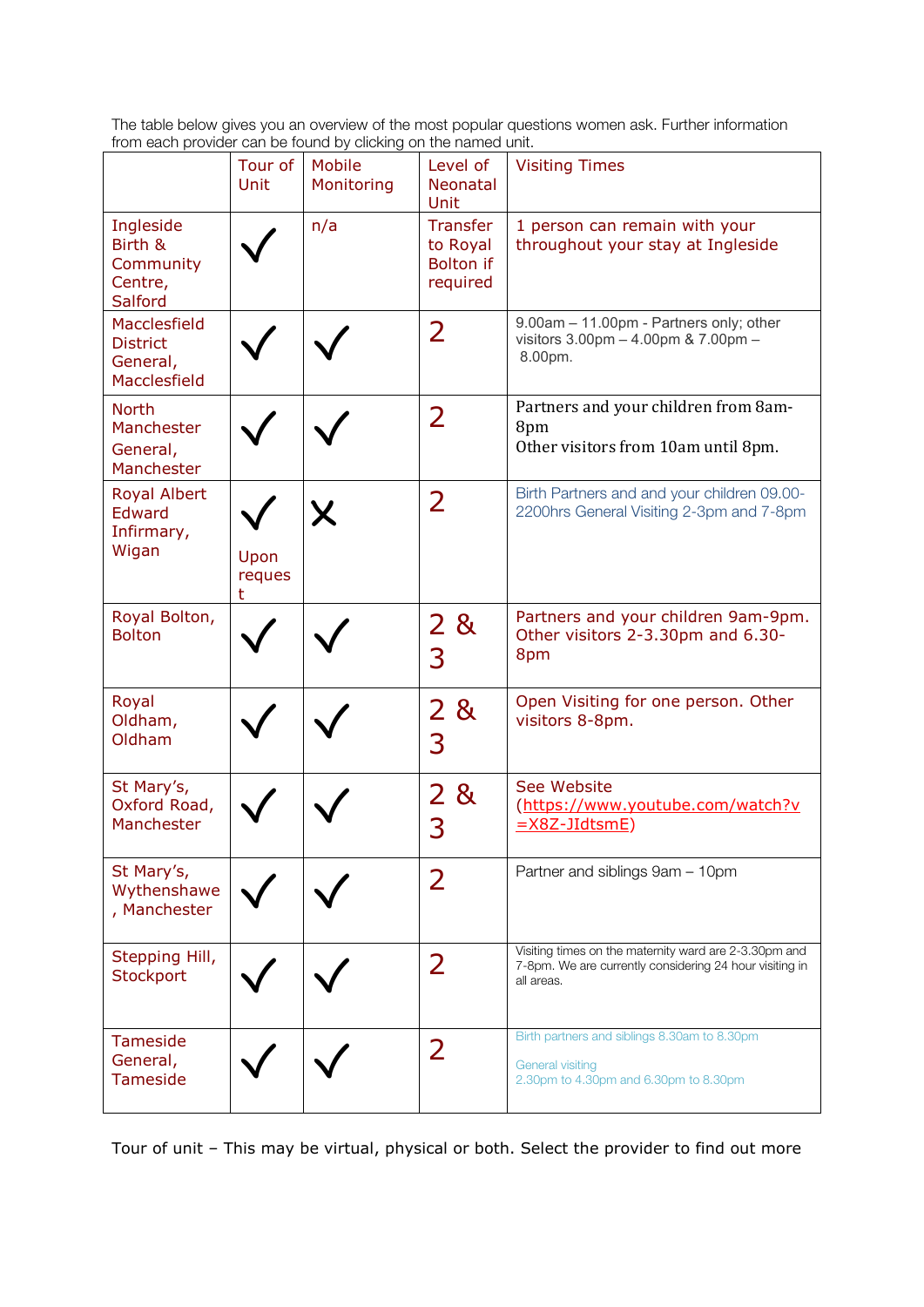The table below gives you an overview of the most popular questions women ask. Further information from each provider can be found by clicking on the named unit.

| | Tour of Unit | Mobile Monitoring | Level of Neonatal Unit | Visiting Times |
|---|---|---|---|---|
| Ingleside Birth & Community Centre, Salford | ✓ | n/a | Transfer to Royal Bolton if required | 1 person can remain with your throughout your stay at Ingleside |
| Macclesfield District General, Macclesfield | ✓ | ✓ | 2 | 9.00am – 11.00pm - Partners only; other visitors 3.00pm – 4.00pm & 7.00pm – 8.00pm. |
| North Manchester General, Manchester | ✓ | ✓ | 2 | Partners and your children from 8am-8pm<br>Other visitors from 10am until 8pm. |
| Royal Albert Edward Infirmary, Wigan | ✓<br>Upon request | ✗ | 2 | Birth Partners and and your children 09.00-2200hrs General Visiting 2-3pm and 7-8pm |
| Royal Bolton, Bolton | ✓ | ✓ | 2 & 3 | Partners and your children 9am-9pm. Other visitors 2-3.30pm and 6.30-8pm |
| Royal Oldham, Oldham | ✓ | ✓ | 2 & 3 | Open Visiting for one person. Other visitors 8-8pm. |
| St Mary's, Oxford Road, Manchester | ✓ | ✓ | 2 & 3 | See Website (https://www.youtube.com/watch?v=X8Z-JIdtsmE) |
| St Mary's, Wythenshawe, Manchester | ✓ | ✓ | 2 | Partner and siblings 9am – 10pm |
| Stepping Hill, Stockport | ✓ | ✓ | 2 | Visiting times on the maternity ward are 2-3.30pm and 7-8pm. We are currently considering 24 hour visiting in all areas. |
| Tameside General, Tameside | ✓ | ✓ | 2 | Birth partners and siblings 8.30am to 8.30pm<br>General visiting<br>2.30pm to 4.30pm and 6.30pm to 8.30pm |

Tour of unit – This may be virtual, physical or both. Select the provider to find out more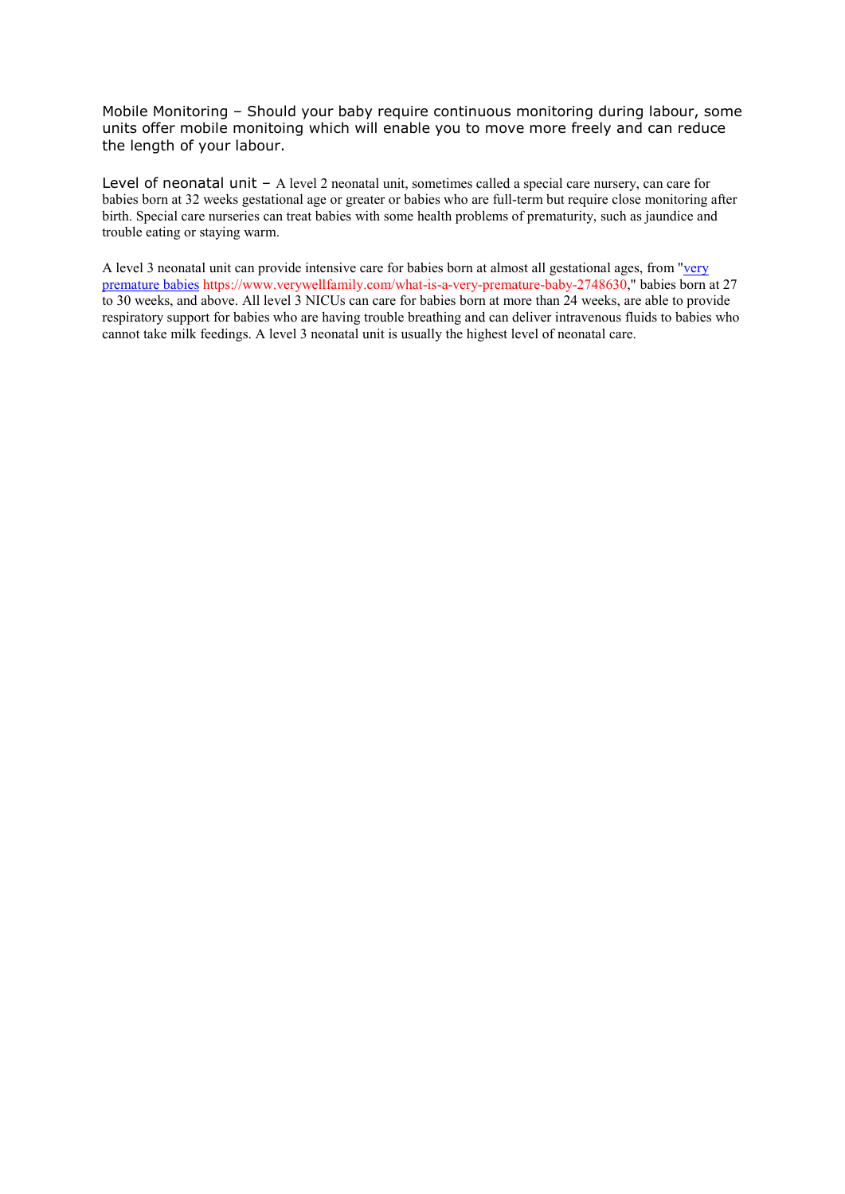Mobile Monitoring – Should your baby require continuous monitoring during labour, some units offer mobile monitoing which will enable you to move more freely and can reduce the length of your labour.

Level of neonatal unit – A level 2 neonatal unit, sometimes called a special care nursery, can care for babies born at 32 weeks gestational age or greater or babies who are full-term but require close monitoring after birth. Special care nurseries can treat babies with some health problems of prematurity, such as jaundice and trouble eating or staying warm.

A level 3 neonatal unit can provide intensive care for babies born at almost all gestational ages, from "very premature babies https://www.verywellfamily.com/what-is-a-very-premature-baby-2748630," babies born at 27 to 30 weeks, and above. All level 3 NICUs can care for babies born at more than 24 weeks, are able to provide respiratory support for babies who are having trouble breathing and can deliver intravenous fluids to babies who cannot take milk feedings. A level 3 neonatal unit is usually the highest level of neonatal care.